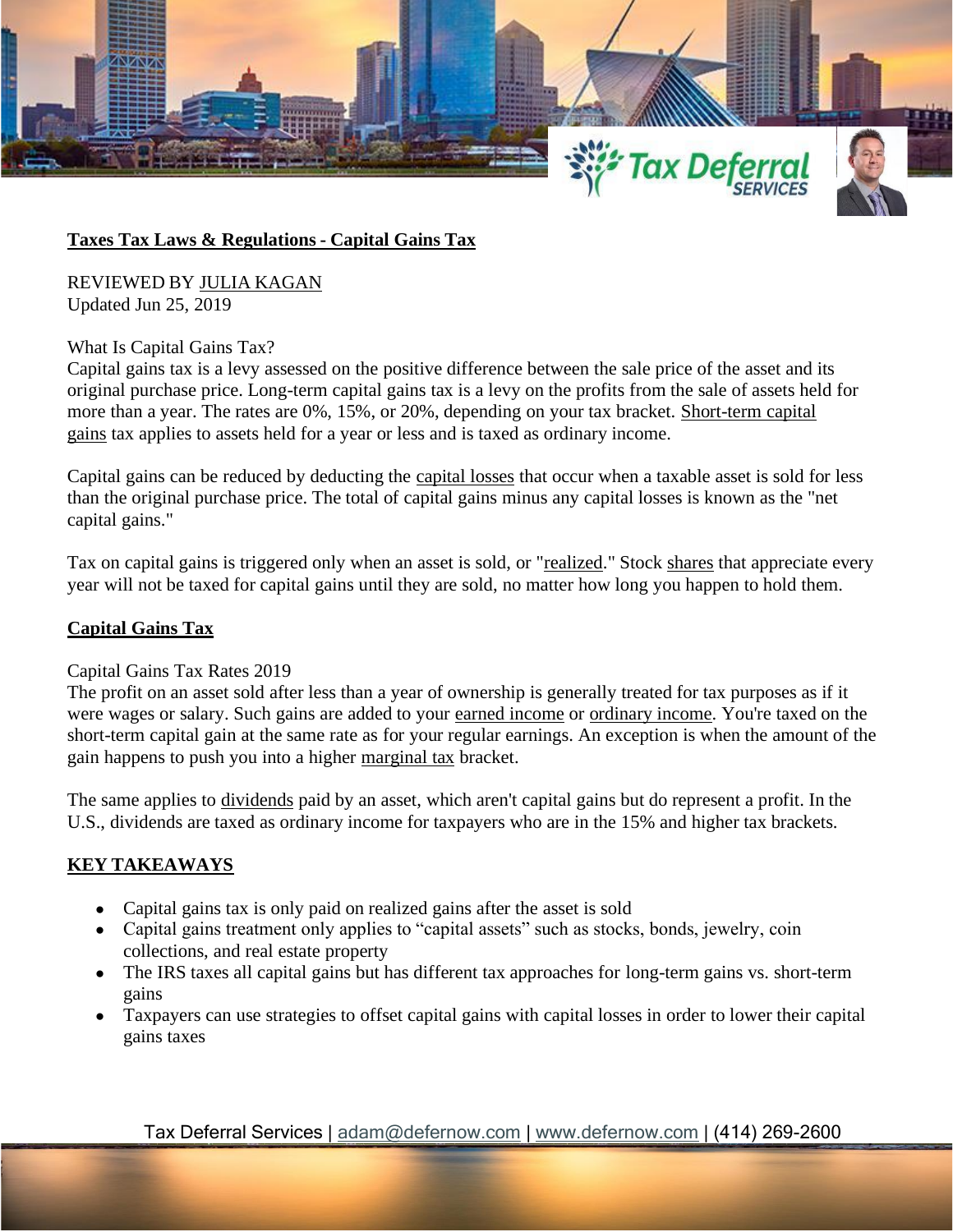**Taxes Tax Laws & Regulations - Capital Gains Tax**

REVIEWED BY JULIA KAGAN
Updated Jun 25, 2019

What Is Capital Gains Tax?
Capital gains tax is a levy assessed on the positive difference between the sale price of the asset and its original purchase price. Long-term capital gains tax is a levy on the profits from the sale of assets held for more than a year. The rates are 0%, 15%, or 20%, depending on your tax bracket. Short-term capital gains tax applies to assets held for a year or less and is taxed as ordinary income.

Capital gains can be reduced by deducting the capital losses that occur when a taxable asset is sold for less than the original purchase price. The total of capital gains minus any capital losses is known as the "net capital gains."

Tax on capital gains is triggered only when an asset is sold, or "realized." Stock shares that appreciate every year will not be taxed for capital gains until they are sold, no matter how long you happen to hold them.

**Capital Gains Tax**

Capital Gains Tax Rates 2019
The profit on an asset sold after less than a year of ownership is generally treated for tax purposes as if it were wages or salary. Such gains are added to your earned income or ordinary income. You're taxed on the short-term capital gain at the same rate as for your regular earnings. An exception is when the amount of the gain happens to push you into a higher marginal tax bracket.

The same applies to dividends paid by an asset, which aren't capital gains but do represent a profit. In the U.S., dividends are taxed as ordinary income for taxpayers who are in the 15% and higher tax brackets.

**KEY TAKEAWAYS**

- Capital gains tax is only paid on realized gains after the asset is sold
- Capital gains treatment only applies to "capital assets" such as stocks, bonds, jewelry, coin collections, and real estate property
- The IRS taxes all capital gains but has different tax approaches for long-term gains vs. short-term gains
- Taxpayers can use strategies to offset capital gains with capital losses in order to lower their capital gains taxes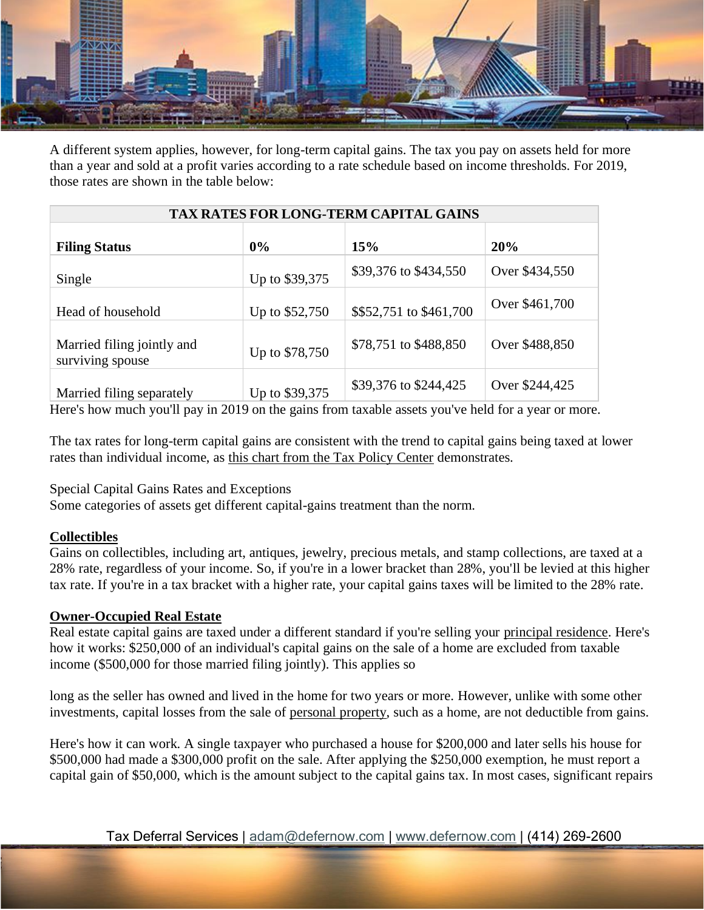A different system applies, however, for long-term capital gains. The tax you pay on assets held for more than a year and sold at a profit varies according to a rate schedule based on income thresholds. For 2019, those rates are shown in the table below:

| TAX RATES FOR LONG-TERM CAPITAL GAINS | | | |
|---|---|---|---|
| **Filing Status** | **0%** | **15%** | **20%** |
| Single | Up to $39,375 | $39,376 to $434,550 | Over $434,550 |
| Head of household | Up to $52,750 | $$52,751 to $461,700 | Over $461,700 |
| Married filing jointly and surviving spouse | Up to $78,750 | $78,751 to $488,850 | Over $488,850 |
| Married filing separately | Up to $39,375 | $39,376 to $244,425 | Over $244,425 |

Here's how much you'll pay in 2019 on the gains from taxable assets you've held for a year or more.

The tax rates for long-term capital gains are consistent with the trend to capital gains being taxed at lower rates than individual income, as this chart from the Tax Policy Center demonstrates.

Special Capital Gains Rates and Exceptions

Some categories of assets get different capital-gains treatment than the norm.

**Collectibles**

Gains on collectibles, including art, antiques, jewelry, precious metals, and stamp collections, are taxed at a 28% rate, regardless of your income. So, if you're in a lower bracket than 28%, you'll be levied at this higher tax rate. If you're in a tax bracket with a higher rate, your capital gains taxes will be limited to the 28% rate.

**Owner-Occupied Real Estate**

Real estate capital gains are taxed under a different standard if you're selling your principal residence. Here's how it works: $250,000 of an individual's capital gains on the sale of a home are excluded from taxable income ($500,000 for those married filing jointly). This applies so

long as the seller has owned and lived in the home for two years or more. However, unlike with some other investments, capital losses from the sale of personal property, such as a home, are not deductible from gains.

Here's how it can work. A single taxpayer who purchased a house for $200,000 and later sells his house for $500,000 had made a $300,000 profit on the sale. After applying the $250,000 exemption, he must report a capital gain of $50,000, which is the amount subject to the capital gains tax. In most cases, significant repairs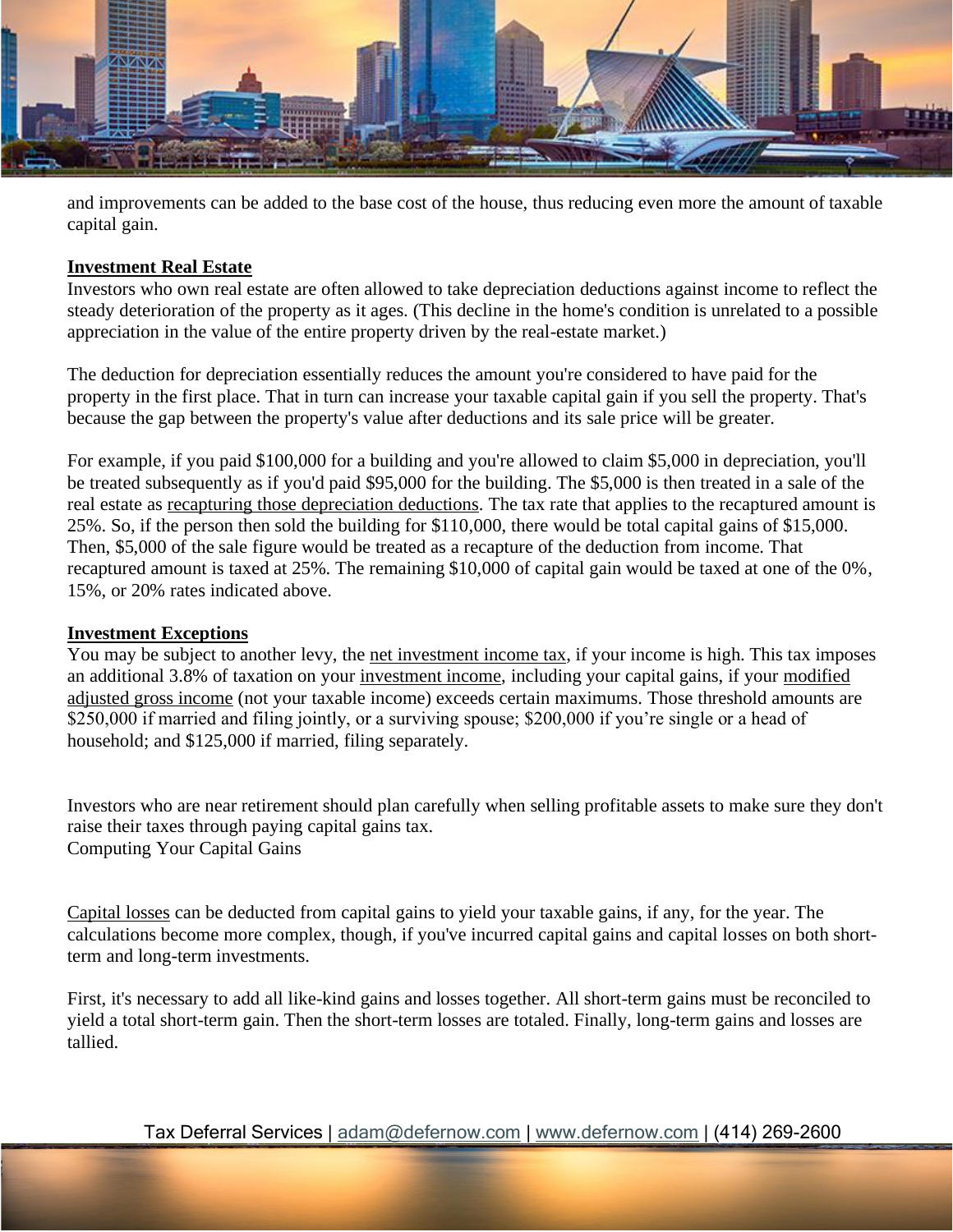and improvements can be added to the base cost of the house, thus reducing even more the amount of taxable capital gain.

**Investment Real Estate**

Investors who own real estate are often allowed to take depreciation deductions against income to reflect the steady deterioration of the property as it ages. (This decline in the home's condition is unrelated to a possible appreciation in the value of the entire property driven by the real-estate market.)

The deduction for depreciation essentially reduces the amount you're considered to have paid for the property in the first place. That in turn can increase your taxable capital gain if you sell the property. That's because the gap between the property's value after deductions and its sale price will be greater.

For example, if you paid $100,000 for a building and you're allowed to claim $5,000 in depreciation, you'll be treated subsequently as if you'd paid $95,000 for the building. The $5,000 is then treated in a sale of the real estate as recapturing those depreciation deductions. The tax rate that applies to the recaptured amount is 25%. So, if the person then sold the building for $110,000, there would be total capital gains of $15,000. Then, $5,000 of the sale figure would be treated as a recapture of the deduction from income. That recaptured amount is taxed at 25%. The remaining $10,000 of capital gain would be taxed at one of the 0%, 15%, or 20% rates indicated above.

**Investment Exceptions**

You may be subject to another levy, the net investment income tax, if your income is high. This tax imposes an additional 3.8% of taxation on your investment income, including your capital gains, if your modified adjusted gross income (not your taxable income) exceeds certain maximums. Those threshold amounts are $250,000 if married and filing jointly, or a surviving spouse; $200,000 if you're single or a head of household; and $125,000 if married, filing separately.

Investors who are near retirement should plan carefully when selling profitable assets to make sure they don't raise their taxes through paying capital gains tax.

Computing Your Capital Gains

Capital losses can be deducted from capital gains to yield your taxable gains, if any, for the year. The calculations become more complex, though, if you've incurred capital gains and capital losses on both short-term and long-term investments.

First, it's necessary to add all like-kind gains and losses together. All short-term gains must be reconciled to yield a total short-term gain. Then the short-term losses are totaled. Finally, long-term gains and losses are tallied.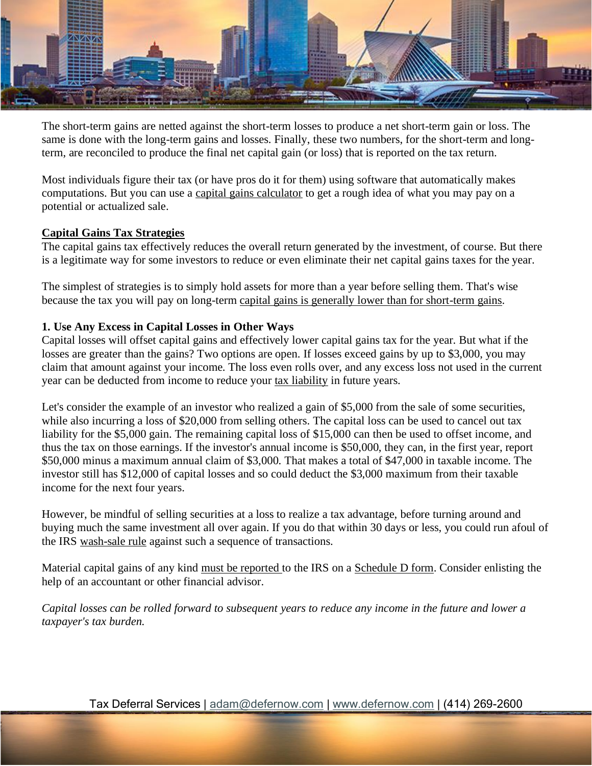The short-term gains are netted against the short-term losses to produce a net short-term gain or loss. The same is done with the long-term gains and losses. Finally, these two numbers, for the short-term and long-term, are reconciled to produce the final net capital gain (or loss) that is reported on the tax return.

Most individuals figure their tax (or have pros do it for them) using software that automatically makes computations. But you can use a capital gains calculator to get a rough idea of what you may pay on a potential or actualized sale.

## Capital Gains Tax Strategies

The capital gains tax effectively reduces the overall return generated by the investment, of course. But there is a legitimate way for some investors to reduce or even eliminate their net capital gains taxes for the year.

The simplest of strategies is to simply hold assets for more than a year before selling them. That's wise because the tax you will pay on long-term capital gains is generally lower than for short-term gains.

### 1. Use Any Excess in Capital Losses in Other Ways

Capital losses will offset capital gains and effectively lower capital gains tax for the year. But what if the losses are greater than the gains? Two options are open. If losses exceed gains by up to $3,000, you may claim that amount against your income. The loss even rolls over, and any excess loss not used in the current year can be deducted from income to reduce your tax liability in future years.

Let's consider the example of an investor who realized a gain of $5,000 from the sale of some securities, while also incurring a loss of $20,000 from selling others. The capital loss can be used to cancel out tax liability for the $5,000 gain. The remaining capital loss of $15,000 can then be used to offset income, and thus the tax on those earnings. If the investor's annual income is $50,000, they can, in the first year, report $50,000 minus a maximum annual claim of $3,000. That makes a total of $47,000 in taxable income. The investor still has $12,000 of capital losses and so could deduct the $3,000 maximum from their taxable income for the next four years.

However, be mindful of selling securities at a loss to realize a tax advantage, before turning around and buying much the same investment all over again. If you do that within 30 days or less, you could run afoul of the IRS wash-sale rule against such a sequence of transactions.

Material capital gains of any kind must be reported to the IRS on a Schedule D form. Consider enlisting the help of an accountant or other financial advisor.

*Capital losses can be rolled forward to subsequent years to reduce any income in the future and lower a taxpayer's tax burden.*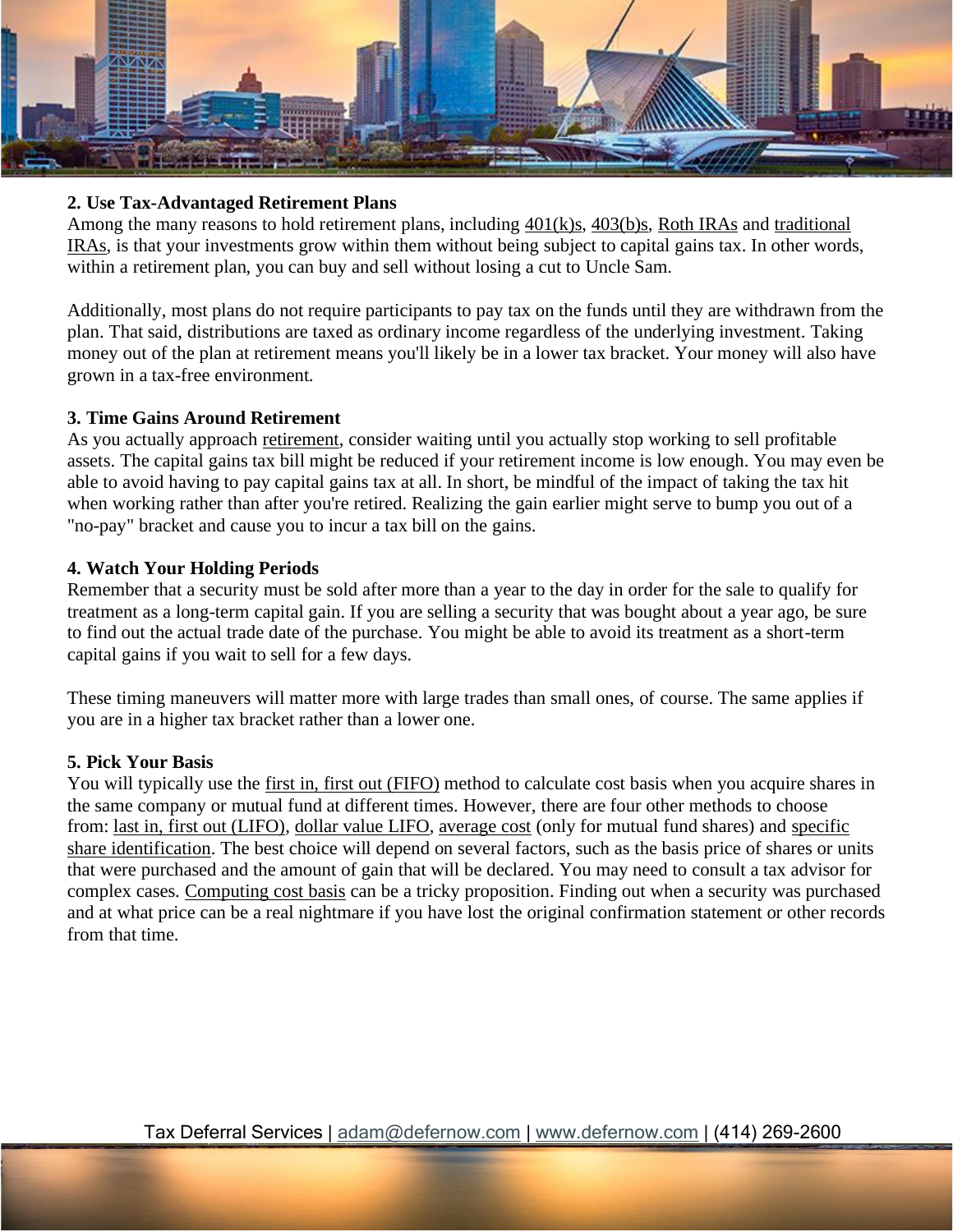**2. Use Tax-Advantaged Retirement Plans**
Among the many reasons to hold retirement plans, including 401(k)s, 403(b)s, Roth IRAs and traditional IRAs, is that your investments grow within them without being subject to capital gains tax. In other words, within a retirement plan, you can buy and sell without losing a cut to Uncle Sam.

Additionally, most plans do not require participants to pay tax on the funds until they are withdrawn from the plan. That said, distributions are taxed as ordinary income regardless of the underlying investment. Taking money out of the plan at retirement means you'll likely be in a lower tax bracket. Your money will also have grown in a tax-free environment.

**3. Time Gains Around Retirement**
As you actually approach retirement, consider waiting until you actually stop working to sell profitable assets. The capital gains tax bill might be reduced if your retirement income is low enough. You may even be able to avoid having to pay capital gains tax at all. In short, be mindful of the impact of taking the tax hit when working rather than after you're retired. Realizing the gain earlier might serve to bump you out of a "no-pay" bracket and cause you to incur a tax bill on the gains.

**4. Watch Your Holding Periods**
Remember that a security must be sold after more than a year to the day in order for the sale to qualify for treatment as a long-term capital gain. If you are selling a security that was bought about a year ago, be sure to find out the actual trade date of the purchase. You might be able to avoid its treatment as a short-term capital gains if you wait to sell for a few days.

These timing maneuvers will matter more with large trades than small ones, of course. The same applies if you are in a higher tax bracket rather than a lower one.

**5. Pick Your Basis**
You will typically use the first in, first out (FIFO) method to calculate cost basis when you acquire shares in the same company or mutual fund at different times. However, there are four other methods to choose from: last in, first out (LIFO), dollar value LIFO, average cost (only for mutual fund shares) and specific share identification. The best choice will depend on several factors, such as the basis price of shares or units that were purchased and the amount of gain that will be declared. You may need to consult a tax advisor for complex cases. Computing cost basis can be a tricky proposition. Finding out when a security was purchased and at what price can be a real nightmare if you have lost the original confirmation statement or other records from that time.